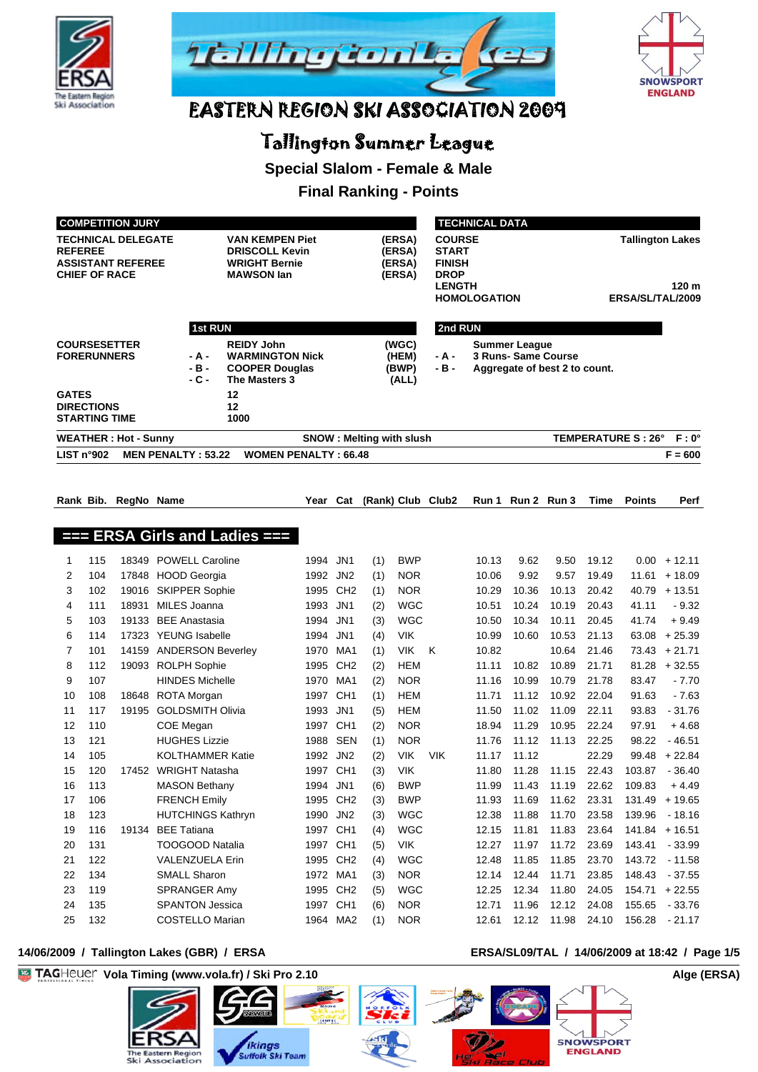# EASTERN REGION SKI ASSOCIATION 2009

## Tallington Summer League

### Special Slalom - Female & Male

### Final Ranking - Points

| COMPETITION JURY | | |
|---|---|---|
| TECHNICAL DELEGATE | VAN KEMPEN Piet | (ERSA) |
| REFEREE | DRISCOLL Kevin | (ERSA) |
| ASSISTANT REFEREE | WRIGHT Bernie | (ERSA) |
| CHIEF OF RACE | MAWSON Ian | (ERSA) |

| TECHNICAL DATA | |
|---|---|
| COURSE | Tallington Lakes |
| START | |
| FINISH | |
| DROP | |
| LENGTH | 120 m |
| HOMOLOGATION | ERSA/SL/TAL/2009 |

| | | 1st RUN | |
|---|---|---|---|
| COURSESETTER | | REIDY John | (WGC) |
| FORERUNNERS | - A - | WARMINGTON Nick | (HEM) |
| | - B - | COOPER Douglas | (BWP) |
| | - C - | The Masters 3 | (ALL) |
| GATES | | 12 | |
| DIRECTIONS | | 12 | |
| STARTING TIME | | 1000 | |

| | 2nd RUN |
|---|---|
| | Summer League |
| - A - | 3 Runs- Same Course |
| - B - | Aggregate of best 2 to count. |

**WEATHER : Hot - Sunny** | **SNOW : Melting with slush** | **TEMPERATURE S : 26° F : 0°**

**LIST n°902** | **MEN PENALTY : 53.22** | **WOMEN PENALTY : 66.48** | **F = 600**

## === ERSA Girls and Ladies ===

| Rank | Bib. | RegNo | Name | Year | Cat | (Rank) | Club | Club2 | Run 1 | Run 2 | Run 3 | Time | Points | Perf |
|---|---|---|---|---|---|---|---|---|---|---|---|---|---|---|
| 1 | 115 | 18349 | POWELL Caroline | 1994 | JN1 | (1) | BWP | | 10.13 | 9.62 | 9.50 | 19.12 | 0.00 | + 12.11 |
| 2 | 104 | 17848 | HOOD Georgia | 1992 | JN2 | (1) | NOR | | 10.06 | 9.92 | 9.57 | 19.49 | 11.61 | + 18.09 |
| 3 | 102 | 19016 | SKIPPER Sophie | 1995 | CH2 | (1) | NOR | | 10.29 | 10.36 | 10.13 | 20.42 | 40.79 | + 13.51 |
| 4 | 111 | 18931 | MILES Joanna | 1993 | JN1 | (2) | WGC | | 10.51 | 10.24 | 10.19 | 20.43 | 41.11 | - 9.32 |
| 5 | 103 | 19133 | BEE Anastasia | 1994 | JN1 | (3) | WGC | | 10.50 | 10.34 | 10.11 | 20.45 | 41.74 | + 9.49 |
| 6 | 114 | 17323 | YEUNG Isabelle | 1994 | JN1 | (4) | VIK | | 10.99 | 10.60 | 10.53 | 21.13 | 63.08 | + 25.39 |
| 7 | 101 | 14159 | ANDERSON Beverley | 1970 | MA1 | (1) | VIK | K | 10.82 | | 10.64 | 21.46 | 73.43 | + 21.71 |
| 8 | 112 | 19093 | ROLPH Sophie | 1995 | CH2 | (2) | HEM | | 11.11 | 10.82 | 10.89 | 21.71 | 81.28 | + 32.55 |
| 9 | 107 | | HINDES Michelle | 1970 | MA1 | (2) | NOR | | 11.16 | 10.99 | 10.79 | 21.78 | 83.47 | - 7.70 |
| 10 | 108 | 18648 | ROTA Morgan | 1997 | CH1 | (1) | HEM | | 11.71 | 11.12 | 10.92 | 22.04 | 91.63 | - 7.63 |
| 11 | 117 | 19195 | GOLDSMITH Olivia | 1993 | JN1 | (5) | HEM | | 11.50 | 11.02 | 11.09 | 22.11 | 93.83 | - 31.76 |
| 12 | 110 | | COE Megan | 1997 | CH1 | (2) | NOR | | 18.94 | 11.29 | 10.95 | 22.24 | 97.91 | + 4.68 |
| 13 | 121 | | HUGHES Lizzie | 1988 | SEN | (1) | NOR | | 11.76 | 11.12 | 11.13 | 22.25 | 98.22 | - 46.51 |
| 14 | 105 | | KOLTHAMMER Katie | 1992 | JN2 | (2) | VIK | VIK | 11.17 | 11.12 | | 22.29 | 99.48 | + 22.84 |
| 15 | 120 | 17452 | WRIGHT Natasha | 1997 | CH1 | (3) | VIK | | 11.80 | 11.28 | 11.15 | 22.43 | 103.87 | - 36.40 |
| 16 | 113 | | MASON Bethany | 1994 | JN1 | (6) | BWP | | 11.99 | 11.43 | 11.19 | 22.62 | 109.83 | + 4.49 |
| 17 | 106 | | FRENCH Emily | 1995 | CH2 | (3) | BWP | | 11.93 | 11.69 | 11.62 | 23.31 | 131.49 | + 19.65 |
| 18 | 123 | | HUTCHINGS Kathryn | 1990 | JN2 | (3) | WGC | | 12.38 | 11.88 | 11.70 | 23.58 | 139.96 | - 18.16 |
| 19 | 116 | 19134 | BEE Tatiana | 1997 | CH1 | (4) | WGC | | 12.15 | 11.81 | 11.83 | 23.64 | 141.84 | + 16.51 |
| 20 | 131 | | TOOGOOD Natalia | 1997 | CH1 | (5) | VIK | | 12.27 | 11.97 | 11.72 | 23.69 | 143.41 | - 33.99 |
| 21 | 122 | | VALENZUELA Erin | 1995 | CH2 | (4) | WGC | | 12.48 | 11.85 | 11.85 | 23.70 | 143.72 | - 11.58 |
| 22 | 134 | | SMALL Sharon | 1972 | MA1 | (3) | NOR | | 12.14 | 12.44 | 11.71 | 23.85 | 148.43 | - 37.55 |
| 23 | 119 | | SPRANGER Amy | 1995 | CH2 | (5) | WGC | | 12.25 | 12.34 | 11.80 | 24.05 | 154.71 | + 22.55 |
| 24 | 135 | | SPANTON Jessica | 1997 | CH1 | (6) | NOR | | 12.71 | 11.96 | 12.12 | 24.08 | 155.65 | - 33.76 |
| 25 | 132 | | COSTELLO Marian | 1964 | MA2 | (1) | NOR | | 12.61 | 12.12 | 11.98 | 24.10 | 156.28 | - 21.17 |

14/06/2009 / Tallington Lakes (GBR) / ERSA — ERSA/SL09/TAL / 14/06/2009 at 18:42

Vola Timing (www.vola.fr) / Ski Pro 2.10 — Alge (ERSA)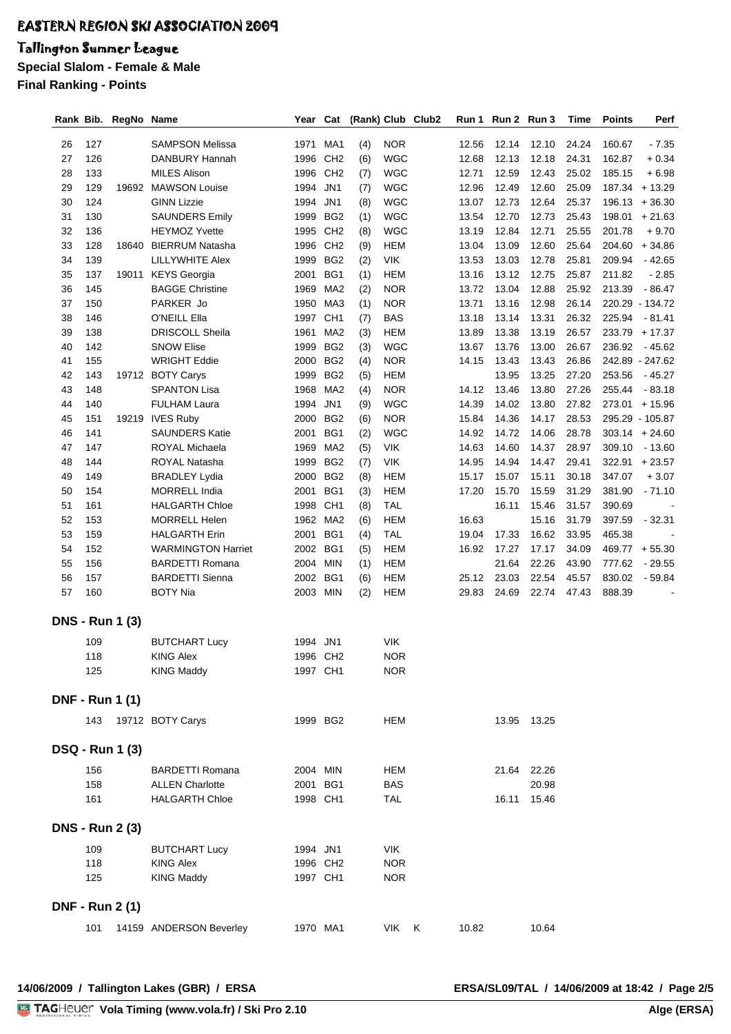# EASTERN REGION SKI ASSOCIATION 2009

## Tallington Summer League

**Special Slalom - Female & Male**

**Final Ranking - Points**

| Rank | Bib. | RegNo | Name | Year | Cat | (Rank) | Club | Club2 | Run 1 | Run 2 | Run 3 | Time | Points | Perf |
|---|---|---|---|---|---|---|---|---|---|---|---|---|---|---|
| 26 | 127 | | SAMPSON Melissa | 1971 | MA1 | (4) | NOR | | 12.56 | 12.14 | 12.10 | 24.24 | 160.67 | - 7.35 |
| 27 | 126 | | DANBURY Hannah | 1996 | CH2 | (6) | WGC | | 12.68 | 12.13 | 12.18 | 24.31 | 162.87 | + 0.34 |
| 28 | 133 | | MILES Alison | 1996 | CH2 | (7) | WGC | | 12.71 | 12.59 | 12.43 | 25.02 | 185.15 | + 6.98 |
| 29 | 129 | 19692 | MAWSON Louise | 1994 | JN1 | (7) | WGC | | 12.96 | 12.49 | 12.60 | 25.09 | 187.34 | + 13.29 |
| 30 | 124 | | GINN Lizzie | 1994 | JN1 | (8) | WGC | | 13.07 | 12.73 | 12.64 | 25.37 | 196.13 | + 36.30 |
| 31 | 130 | | SAUNDERS Emily | 1999 | BG2 | (1) | WGC | | 13.54 | 12.70 | 12.73 | 25.43 | 198.01 | + 21.63 |
| 32 | 136 | | HEYMOZ Yvette | 1995 | CH2 | (8) | WGC | | 13.19 | 12.84 | 12.71 | 25.55 | 201.78 | + 9.70 |
| 33 | 128 | 18640 | BIERRUM Natasha | 1996 | CH2 | (9) | HEM | | 13.04 | 13.09 | 12.60 | 25.64 | 204.60 | + 34.86 |
| 34 | 139 | | LILLYWHITE Alex | 1999 | BG2 | (2) | VIK | | 13.53 | 13.03 | 12.78 | 25.81 | 209.94 | - 42.65 |
| 35 | 137 | 19011 | KEYS Georgia | 2001 | BG1 | (1) | HEM | | 13.16 | 13.12 | 12.75 | 25.87 | 211.82 | - 2.85 |
| 36 | 145 | | BAGGE Christine | 1969 | MA2 | (2) | NOR | | 13.72 | 13.04 | 12.88 | 25.92 | 213.39 | - 86.47 |
| 37 | 150 | | PARKER Jo | 1950 | MA3 | (1) | NOR | | 13.71 | 13.16 | 12.98 | 26.14 | 220.29 | - 134.72 |
| 38 | 146 | | O'NEILL Ella | 1997 | CH1 | (7) | BAS | | 13.18 | 13.14 | 13.31 | 26.32 | 225.94 | - 81.41 |
| 39 | 138 | | DRISCOLL Sheila | 1961 | MA2 | (3) | HEM | | 13.89 | 13.38 | 13.19 | 26.57 | 233.79 | + 17.37 |
| 40 | 142 | | SNOW Elise | 1999 | BG2 | (3) | WGC | | 13.67 | 13.76 | 13.00 | 26.67 | 236.92 | - 45.62 |
| 41 | 155 | | WRIGHT Eddie | 2000 | BG2 | (4) | NOR | | 14.15 | 13.43 | 13.43 | 26.86 | 242.89 | - 247.62 |
| 42 | 143 | 19712 | BOTY Carys | 1999 | BG2 | (5) | HEM | | | 13.95 | 13.25 | 27.20 | 253.56 | - 45.27 |
| 43 | 148 | | SPANTON Lisa | 1968 | MA2 | (4) | NOR | | 14.12 | 13.46 | 13.80 | 27.26 | 255.44 | - 83.18 |
| 44 | 140 | | FULHAM Laura | 1994 | JN1 | (9) | WGC | | 14.39 | 14.02 | 13.80 | 27.82 | 273.01 | + 15.96 |
| 45 | 151 | 19219 | IVES Ruby | 2000 | BG2 | (6) | NOR | | 15.84 | 14.36 | 14.17 | 28.53 | 295.29 | - 105.87 |
| 46 | 141 | | SAUNDERS Katie | 2001 | BG1 | (2) | WGC | | 14.92 | 14.72 | 14.06 | 28.78 | 303.14 | + 24.60 |
| 47 | 147 | | ROYAL Michaela | 1969 | MA2 | (5) | VIK | | 14.63 | 14.60 | 14.37 | 28.97 | 309.10 | - 13.60 |
| 48 | 144 | | ROYAL Natasha | 1999 | BG2 | (7) | VIK | | 14.95 | 14.94 | 14.47 | 29.41 | 322.91 | + 23.57 |
| 49 | 149 | | BRADLEY Lydia | 2000 | BG2 | (8) | HEM | | 15.17 | 15.07 | 15.11 | 30.18 | 347.07 | + 3.07 |
| 50 | 154 | | MORRELL India | 2001 | BG1 | (3) | HEM | | 17.20 | 15.70 | 15.59 | 31.29 | 381.90 | - 71.10 |
| 51 | 161 | | HALGARTH Chloe | 1998 | CH1 | (8) | TAL | | | 16.11 | 15.46 | 31.57 | 390.69 | - |
| 52 | 153 | | MORRELL Helen | 1962 | MA2 | (6) | HEM | | 16.63 | | 15.16 | 31.79 | 397.59 | - 32.31 |
| 53 | 159 | | HALGARTH Erin | 2001 | BG1 | (4) | TAL | | 19.04 | 17.33 | 16.62 | 33.95 | 465.38 | - |
| 54 | 152 | | WARMINGTON Harriet | 2002 | BG1 | (5) | HEM | | 16.92 | 17.27 | 17.17 | 34.09 | 469.77 | + 55.30 |
| 55 | 156 | | BARDETTI Romana | 2004 | MIN | (1) | HEM | | | 21.64 | 22.26 | 43.90 | 777.62 | - 29.55 |
| 56 | 157 | | BARDETTI Sienna | 2002 | BG1 | (6) | HEM | | 25.12 | 23.03 | 22.54 | 45.57 | 830.02 | - 59.84 |
| 57 | 160 | | BOTY Nia | 2003 | MIN | (2) | HEM | | 29.83 | 24.69 | 22.74 | 47.43 | 888.39 | - |

### DNS - Run 1 (3)

| Bib. | RegNo | Name | Year | Cat | Club | Club2 | Run 1 | Run 2 | Run 3 |
|---|---|---|---|---|---|---|---|---|---|
| 109 | | BUTCHART Lucy | 1994 | JN1 | VIK | | | | |
| 118 | | KING Alex | 1996 | CH2 | NOR | | | | |
| 125 | | KING Maddy | 1997 | CH1 | NOR | | | | |

### DNF - Run 1 (1)

| Bib. | RegNo | Name | Year | Cat | Club | Club2 | Run 1 | Run 2 | Run 3 |
|---|---|---|---|---|---|---|---|---|---|
| 143 | 19712 | BOTY Carys | 1999 | BG2 | HEM | | | 13.95 | 13.25 |

### DSQ - Run 1 (3)

| Bib. | RegNo | Name | Year | Cat | Club | Club2 | Run 1 | Run 2 | Run 3 |
|---|---|---|---|---|---|---|---|---|---|
| 156 | | BARDETTI Romana | 2004 | MIN | HEM | | | 21.64 | 22.26 |
| 158 | | ALLEN Charlotte | 2001 | BG1 | BAS | | | | 20.98 |
| 161 | | HALGARTH Chloe | 1998 | CH1 | TAL | | | 16.11 | 15.46 |

### DNS - Run 2 (3)

| Bib. | RegNo | Name | Year | Cat | Club | Club2 | Run 1 | Run 2 | Run 3 |
|---|---|---|---|---|---|---|---|---|---|
| 109 | | BUTCHART Lucy | 1994 | JN1 | VIK | | | | |
| 118 | | KING Alex | 1996 | CH2 | NOR | | | | |
| 125 | | KING Maddy | 1997 | CH1 | NOR | | | | |

### DNF - Run 2 (1)

| Bib. | RegNo | Name | Year | Cat | Club | Club2 | Run 1 | Run 2 | Run 3 |
|---|---|---|---|---|---|---|---|---|---|
| 101 | 14159 | ANDERSON Beverley | 1970 | MA1 | VIK | K | 10.82 | | 10.64 |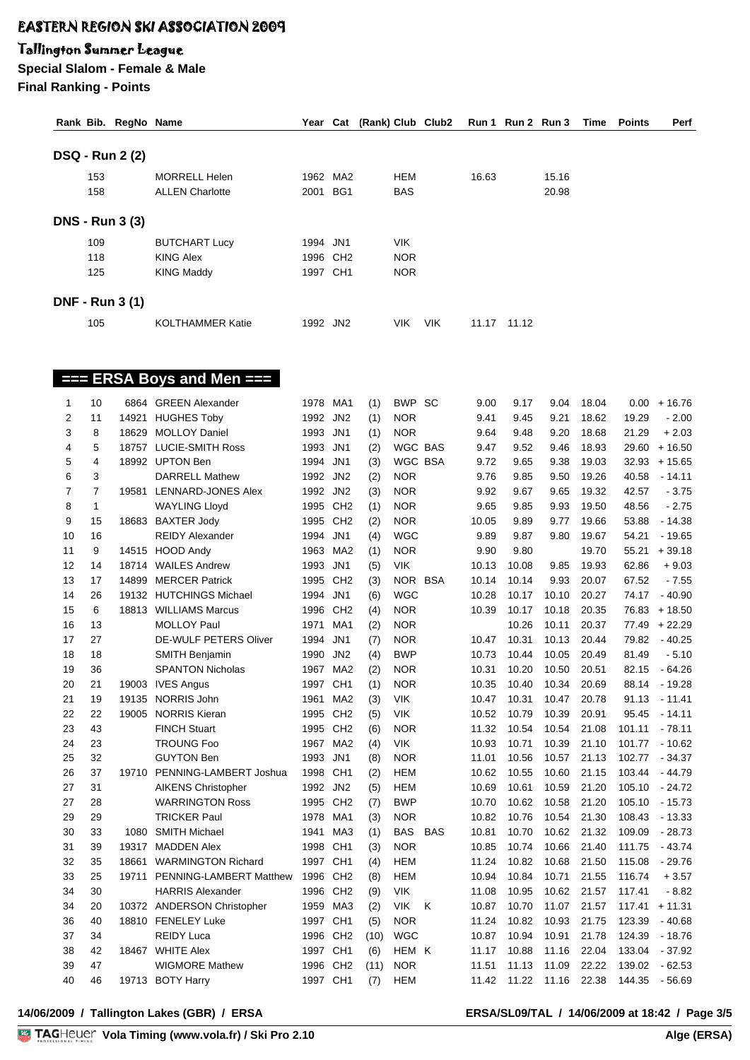# EASTERN REGION SKI ASSOCIATION 2009

## Tallington Summer League

**Special Slalom - Female & Male**

**Final Ranking - Points**

| Rank | Bib. | RegNo | Name | Year | Cat | (Rank) | Club | Club2 | Run 1 | Run 2 | Run 3 | Time | Points | Perf |
|---|---|---|---|---|---|---|---|---|---|---|---|---|---|---|
| **DSQ - Run 2 (2)** | | | | | | | | | | | | | | |
| | 153 | | MORRELL Helen | 1962 | MA2 | | HEM | | 16.63 | | 15.16 | | | |
| | 158 | | ALLEN Charlotte | 2001 | BG1 | | BAS | | | | 20.98 | | | |
| **DNS - Run 3 (3)** | | | | | | | | | | | | | | |
| | 109 | | BUTCHART Lucy | 1994 | JN1 | | VIK | | | | | | | |
| | 118 | | KING Alex | 1996 | CH2 | | NOR | | | | | | | |
| | 125 | | KING Maddy | 1997 | CH1 | | NOR | | | | | | | |
| **DNF - Run 3 (1)** | | | | | | | | | | | | | | |
| | 105 | | KOLTHAMMER Katie | 1992 | JN2 | | VIK | VIK | 11.17 | 11.12 | | | | |

## === ERSA Boys and Men ===

| Rank | Bib. | RegNo | Name | Year | Cat | (Rank) | Club | Club2 | Run 1 | Run 2 | Run 3 | Time | Points | Perf |
|---|---|---|---|---|---|---|---|---|---|---|---|---|---|---|
| 1 | 10 | 6864 | GREEN Alexander | 1978 | MA1 | (1) | BWP | SC | 9.00 | 9.17 | 9.04 | 18.04 | 0.00 | + 16.76 |
| 2 | 11 | 14921 | HUGHES Toby | 1992 | JN2 | (1) | NOR | | 9.41 | 9.45 | 9.21 | 18.62 | 19.29 | - 2.00 |
| 3 | 8 | 18629 | MOLLOY Daniel | 1993 | JN1 | (1) | NOR | | 9.64 | 9.48 | 9.20 | 18.68 | 21.29 | + 2.03 |
| 4 | 5 | 18757 | LUCIE-SMITH Ross | 1993 | JN1 | (2) | WGC | BAS | 9.47 | 9.52 | 9.46 | 18.93 | 29.60 | + 16.50 |
| 5 | 4 | 18992 | UPTON Ben | 1994 | JN1 | (3) | WGC | BSA | 9.72 | 9.65 | 9.38 | 19.03 | 32.93 | + 15.65 |
| 6 | 3 | | DARRELL Mathew | 1992 | JN2 | (2) | NOR | | 9.76 | 9.85 | 9.50 | 19.26 | 40.58 | - 14.11 |
| 7 | 7 | 19581 | LENNARD-JONES Alex | 1992 | JN2 | (3) | NOR | | 9.92 | 9.67 | 9.65 | 19.32 | 42.57 | - 3.75 |
| 8 | 1 | | WAYLING Lloyd | 1995 | CH2 | (1) | NOR | | 9.65 | 9.85 | 9.93 | 19.50 | 48.56 | - 2.75 |
| 9 | 15 | 18683 | BAXTER Jody | 1995 | CH2 | (2) | NOR | | 10.05 | 9.89 | 9.77 | 19.66 | 53.88 | - 14.38 |
| 10 | 16 | | REIDY Alexander | 1994 | JN1 | (4) | WGC | | 9.89 | 9.87 | 9.80 | 19.67 | 54.21 | - 19.65 |
| 11 | 9 | 14515 | HOOD Andy | 1963 | MA2 | (1) | NOR | | 9.90 | 9.80 | | 19.70 | 55.21 | + 39.18 |
| 12 | 14 | 18714 | WAILES Andrew | 1993 | JN1 | (5) | VIK | | 10.13 | 10.08 | 9.85 | 19.93 | 62.86 | + 9.03 |
| 13 | 17 | 14899 | MERCER Patrick | 1995 | CH2 | (3) | NOR | BSA | 10.14 | 10.14 | 9.93 | 20.07 | 67.52 | - 7.55 |
| 14 | 26 | 19132 | HUTCHINGS Michael | 1994 | JN1 | (6) | WGC | | 10.28 | 10.17 | 10.10 | 20.27 | 74.17 | - 40.90 |
| 15 | 6 | 18813 | WILLIAMS Marcus | 1996 | CH2 | (4) | NOR | | 10.39 | 10.17 | 10.18 | 20.35 | 76.83 | + 18.50 |
| 16 | 13 | | MOLLOY Paul | 1971 | MA1 | (2) | NOR | | | 10.26 | 10.11 | 20.37 | 77.49 | + 22.29 |
| 17 | 27 | | DE-WULF PETERS Oliver | 1994 | JN1 | (7) | NOR | | 10.47 | 10.31 | 10.13 | 20.44 | 79.82 | - 40.25 |
| 18 | 18 | | SMITH Benjamin | 1990 | JN2 | (4) | BWP | | 10.73 | 10.44 | 10.05 | 20.49 | 81.49 | - 5.10 |
| 19 | 36 | | SPANTON Nicholas | 1967 | MA2 | (2) | NOR | | 10.31 | 10.20 | 10.50 | 20.51 | 82.15 | - 64.26 |
| 20 | 21 | 19003 | IVES Angus | 1997 | CH1 | (1) | NOR | | 10.35 | 10.40 | 10.34 | 20.69 | 88.14 | - 19.28 |
| 21 | 19 | 19135 | NORRIS John | 1961 | MA2 | (3) | VIK | | 10.47 | 10.31 | 10.47 | 20.78 | 91.13 | - 11.41 |
| 22 | 22 | 19005 | NORRIS Kieran | 1995 | CH2 | (5) | VIK | | 10.52 | 10.79 | 10.39 | 20.91 | 95.45 | - 14.11 |
| 23 | 43 | | FINCH Stuart | 1995 | CH2 | (6) | NOR | | 11.32 | 10.54 | 10.54 | 21.08 | 101.11 | - 78.11 |
| 24 | 23 | | TROUNG Foo | 1967 | MA2 | (4) | VIK | | 10.93 | 10.71 | 10.39 | 21.10 | 101.77 | - 10.62 |
| 25 | 32 | | GUYTON Ben | 1993 | JN1 | (8) | NOR | | 11.01 | 10.56 | 10.57 | 21.13 | 102.77 | - 34.37 |
| 26 | 37 | 19710 | PENNING-LAMBERT Joshua | 1998 | CH1 | (2) | HEM | | 10.62 | 10.55 | 10.60 | 21.15 | 103.44 | - 44.79 |
| 27 | 31 | | AIKENS Christopher | 1992 | JN2 | (5) | HEM | | 10.69 | 10.61 | 10.59 | 21.20 | 105.10 | - 24.72 |
| 27 | 28 | | WARRINGTON Ross | 1995 | CH2 | (7) | BWP | | 10.70 | 10.62 | 10.58 | 21.20 | 105.10 | - 15.73 |
| 29 | 29 | | TRICKER Paul | 1978 | MA1 | (3) | NOR | | 10.82 | 10.76 | 10.54 | 21.30 | 108.43 | - 13.33 |
| 30 | 33 | 1080 | SMITH Michael | 1941 | MA3 | (1) | BAS | BAS | 10.81 | 10.70 | 10.62 | 21.32 | 109.09 | - 28.73 |
| 31 | 39 | 19317 | MADDEN Alex | 1998 | CH1 | (3) | NOR | | 10.85 | 10.74 | 10.66 | 21.40 | 111.75 | - 43.74 |
| 32 | 35 | 18661 | WARMINGTON Richard | 1997 | CH1 | (4) | HEM | | 11.24 | 10.82 | 10.68 | 21.50 | 115.08 | - 29.76 |
| 33 | 25 | 19711 | PENNING-LAMBERT Matthew | 1996 | CH2 | (8) | HEM | | 10.94 | 10.84 | 10.71 | 21.55 | 116.74 | + 3.57 |
| 34 | 30 | | HARRIS Alexander | 1996 | CH2 | (9) | VIK | | 11.08 | 10.95 | 10.62 | 21.57 | 117.41 | - 8.82 |
| 34 | 20 | 10372 | ANDERSON Christopher | 1959 | MA3 | (2) | VIK | K | 10.87 | 10.70 | 11.07 | 21.57 | 117.41 | + 11.31 |
| 36 | 40 | 18810 | FENELEY Luke | 1997 | CH1 | (5) | NOR | | 11.24 | 10.82 | 10.93 | 21.75 | 123.39 | - 40.68 |
| 37 | 34 | | REIDY Luca | 1996 | CH2 | (10) | WGC | | 10.87 | 10.94 | 10.91 | 21.78 | 124.39 | - 18.76 |
| 38 | 42 | 18467 | WHITE Alex | 1997 | CH1 | (6) | HEM | K | 11.17 | 10.88 | 11.16 | 22.04 | 133.04 | - 37.92 |
| 39 | 47 | | WIGMORE Mathew | 1996 | CH2 | (11) | NOR | | 11.51 | 11.13 | 11.09 | 22.22 | 139.02 | - 62.53 |
| 40 | 46 | 19713 | BOTY Harry | 1997 | CH1 | (7) | HEM | | 11.42 | 11.22 | 11.16 | 22.38 | 144.35 | - 56.69 |

14/06/2009 / Tallington Lakes (GBR) / ERSA — ERSA/SL09/TAL / 14/06/2009 at 18:42

Vola Timing (www.vola.fr) / Ski Pro 2.10 — Alge (ERSA)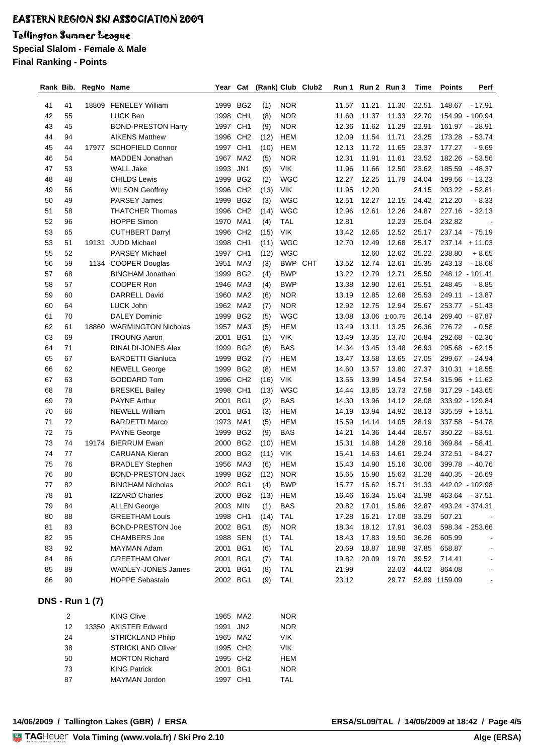# EASTERN REGION SKI ASSOCIATION 2009

## Tallington Summer League

**Special Slalom - Female & Male**

**Final Ranking - Points**

| Rank | Bib. | RegNo | Name | Year | Cat | (Rank) | Club | Club2 | Run 1 | Run 2 | Run 3 | Time | Points | Perf |
|---|---|---|---|---|---|---|---|---|---|---|---|---|---|---|
| 41 | 41 | 18809 | FENELEY William | 1999 | BG2 | (1) | NOR | | 11.57 | 11.21 | 11.30 | 22.51 | 148.67 | - 17.91 |
| 42 | 55 | | LUCK Ben | 1998 | CH1 | (8) | NOR | | 11.60 | 11.37 | 11.33 | 22.70 | 154.99 | - 100.94 |
| 43 | 45 | | BOND-PRESTON Harry | 1997 | CH1 | (9) | NOR | | 12.36 | 11.62 | 11.29 | 22.91 | 161.97 | - 28.91 |
| 44 | 94 | | AIKENS Matthew | 1996 | CH2 | (12) | HEM | | 12.09 | 11.54 | 11.71 | 23.25 | 173.28 | - 53.74 |
| 45 | 44 | 17977 | SCHOFIELD Connor | 1997 | CH1 | (10) | HEM | | 12.13 | 11.72 | 11.65 | 23.37 | 177.27 | - 9.69 |
| 46 | 54 | | MADDEN Jonathan | 1967 | MA2 | (5) | NOR | | 12.31 | 11.91 | 11.61 | 23.52 | 182.26 | - 53.56 |
| 47 | 53 | | WALL Jake | 1993 | JN1 | (9) | VIK | | 11.96 | 11.66 | 12.50 | 23.62 | 185.59 | - 48.37 |
| 48 | 48 | | CHILDS Lewis | 1999 | BG2 | (2) | WGC | | 12.27 | 12.25 | 11.79 | 24.04 | 199.56 | - 13.23 |
| 49 | 56 | | WILSON Geoffrey | 1996 | CH2 | (13) | VIK | | 11.95 | 12.20 | | 24.15 | 203.22 | - 52.81 |
| 50 | 49 | | PARSEY James | 1999 | BG2 | (3) | WGC | | 12.51 | 12.27 | 12.15 | 24.42 | 212.20 | - 8.33 |
| 51 | 58 | | THATCHER Thomas | 1996 | CH2 | (14) | WGC | | 12.96 | 12.61 | 12.26 | 24.87 | 227.16 | - 32.13 |
| 52 | 96 | | HOPPE Simon | 1970 | MA1 | (4) | TAL | | 12.81 | | 12.23 | 25.04 | 232.82 | - |
| 53 | 65 | | CUTHBERT Darryl | 1996 | CH2 | (15) | VIK | | 13.42 | 12.65 | 12.52 | 25.17 | 237.14 | - 75.19 |
| 53 | 51 | 19131 | JUDD Michael | 1998 | CH1 | (11) | WGC | | 12.70 | 12.49 | 12.68 | 25.17 | 237.14 | + 11.03 |
| 55 | 52 | | PARSEY Michael | 1997 | CH1 | (12) | WGC | | | 12.60 | 12.62 | 25.22 | 238.80 | + 8.65 |
| 56 | 59 | 1134 | COOPER Douglas | 1951 | MA3 | (3) | BWP | CHT | 13.52 | 12.74 | 12.61 | 25.35 | 243.13 | - 18.68 |
| 57 | 68 | | BINGHAM Jonathan | 1999 | BG2 | (4) | BWP | | 13.22 | 12.79 | 12.71 | 25.50 | 248.12 | - 101.41 |
| 58 | 57 | | COOPER Ron | 1946 | MA3 | (4) | BWP | | 13.38 | 12.90 | 12.61 | 25.51 | 248.45 | - 8.85 |
| 59 | 60 | | DARRELL David | 1960 | MA2 | (6) | NOR | | 13.19 | 12.85 | 12.68 | 25.53 | 249.11 | - 13.87 |
| 60 | 64 | | LUCK John | 1962 | MA2 | (7) | NOR | | 12.92 | 12.75 | 12.94 | 25.67 | 253.77 | - 51.43 |
| 61 | 70 | | DALEY Dominic | 1999 | BG2 | (5) | WGC | | 13.08 | 13.06 | 1:00.75 | 26.14 | 269.40 | - 87.87 |
| 62 | 61 | 18860 | WARMINGTON Nicholas | 1957 | MA3 | (5) | HEM | | 13.49 | 13.11 | 13.25 | 26.36 | 276.72 | - 0.58 |
| 63 | 69 | | TROUNG Aaron | 2001 | BG1 | (1) | VIK | | 13.49 | 13.35 | 13.70 | 26.84 | 292.68 | - 62.36 |
| 64 | 71 | | RINALDI-JONES Alex | 1999 | BG2 | (6) | BAS | | 14.34 | 13.45 | 13.48 | 26.93 | 295.68 | - 62.15 |
| 65 | 67 | | BARDETTI Gianluca | 1999 | BG2 | (7) | HEM | | 13.47 | 13.58 | 13.65 | 27.05 | 299.67 | - 24.94 |
| 66 | 62 | | NEWELL George | 1999 | BG2 | (8) | HEM | | 14.60 | 13.57 | 13.80 | 27.37 | 310.31 | + 18.55 |
| 67 | 63 | | GODDARD Tom | 1996 | CH2 | (16) | VIK | | 13.55 | 13.99 | 14.54 | 27.54 | 315.96 | + 11.62 |
| 68 | 78 | | BRESKEL Bailey | 1998 | CH1 | (13) | WGC | | 14.44 | 13.85 | 13.73 | 27.58 | 317.29 | - 143.65 |
| 69 | 79 | | PAYNE Arthur | 2001 | BG1 | (2) | BAS | | 14.30 | 13.96 | 14.12 | 28.08 | 333.92 | - 129.84 |
| 70 | 66 | | NEWELL William | 2001 | BG1 | (3) | HEM | | 14.19 | 13.94 | 14.92 | 28.13 | 335.59 | + 13.51 |
| 71 | 72 | | BARDETTI Marco | 1973 | MA1 | (5) | HEM | | 15.59 | 14.14 | 14.05 | 28.19 | 337.58 | - 54.78 |
| 72 | 75 | | PAYNE George | 1999 | BG2 | (9) | BAS | | 14.21 | 14.36 | 14.44 | 28.57 | 350.22 | - 83.51 |
| 73 | 74 | 19174 | BIERRUM Ewan | 2000 | BG2 | (10) | HEM | | 15.31 | 14.88 | 14.28 | 29.16 | 369.84 | - 58.41 |
| 74 | 77 | | CARUANA Kieran | 2000 | BG2 | (11) | VIK | | 15.41 | 14.63 | 14.61 | 29.24 | 372.51 | - 84.27 |
| 75 | 76 | | BRADLEY Stephen | 1956 | MA3 | (6) | HEM | | 15.43 | 14.90 | 15.16 | 30.06 | 399.78 | - 40.76 |
| 76 | 80 | | BOND-PRESTON Jack | 1999 | BG2 | (12) | NOR | | 15.65 | 15.90 | 15.63 | 31.28 | 440.35 | - 26.69 |
| 77 | 82 | | BINGHAM Nicholas | 2002 | BG1 | (4) | BWP | | 15.77 | 15.62 | 15.71 | 31.33 | 442.02 | - 102.98 |
| 78 | 81 | | IZZARD Charles | 2000 | BG2 | (13) | HEM | | 16.46 | 16.34 | 15.64 | 31.98 | 463.64 | - 37.51 |
| 79 | 84 | | ALLEN George | 2003 | MIN | (1) | BAS | | 20.82 | 17.01 | 15.86 | 32.87 | 493.24 | - 374.31 |
| 80 | 88 | | GREETHAM Louis | 1998 | CH1 | (14) | TAL | | 17.28 | 16.21 | 17.08 | 33.29 | 507.21 | - |
| 81 | 83 | | BOND-PRESTON Joe | 2002 | BG1 | (5) | NOR | | 18.34 | 18.12 | 17.91 | 36.03 | 598.34 | - 253.66 |
| 82 | 95 | | CHAMBERS Joe | 1988 | SEN | (1) | TAL | | 18.43 | 17.83 | 19.50 | 36.26 | 605.99 | - |
| 83 | 92 | | MAYMAN Adam | 2001 | BG1 | (6) | TAL | | 20.69 | 18.87 | 18.98 | 37.85 | 658.87 | - |
| 84 | 86 | | GREETHAM Olver | 2001 | BG1 | (7) | TAL | | 19.82 | 20.09 | 19.70 | 39.52 | 714.41 | - |
| 85 | 89 | | WADLEY-JONES James | 2001 | BG1 | (8) | TAL | | 21.99 | | 22.03 | 44.02 | 864.08 | - |
| 86 | 90 | | HOPPE Sebastain | 2002 | BG1 | (9) | TAL | | 23.12 | | 29.77 | 52.89 | 1159.09 | - |

## DNS - Run 1 (7)

| Bib. | RegNo | Name | Year | Cat | Club |
|---|---|---|---|---|---|
| 2 | | KING Clive | 1965 | MA2 | NOR |
| 12 | 13350 | AKISTER Edward | 1991 | JN2 | NOR |
| 24 | | STRICKLAND Philip | 1965 | MA2 | VIK |
| 38 | | STRICKLAND Oliver | 1995 | CH2 | VIK |
| 50 | | MORTON Richard | 1995 | CH2 | HEM |
| 73 | | KING Patrick | 2001 | BG1 | NOR |
| 87 | | MAYMAN Jordon | 1997 | CH1 | TAL |

14/06/2009 / Tallington Lakes (GBR) / ERSA — ERSA/SL09/TAL / 14/06/2009 at 18:42

TAGHeuer Vola Timing (www.vola.fr) / Ski Pro 2.10 — Alge (ERSA)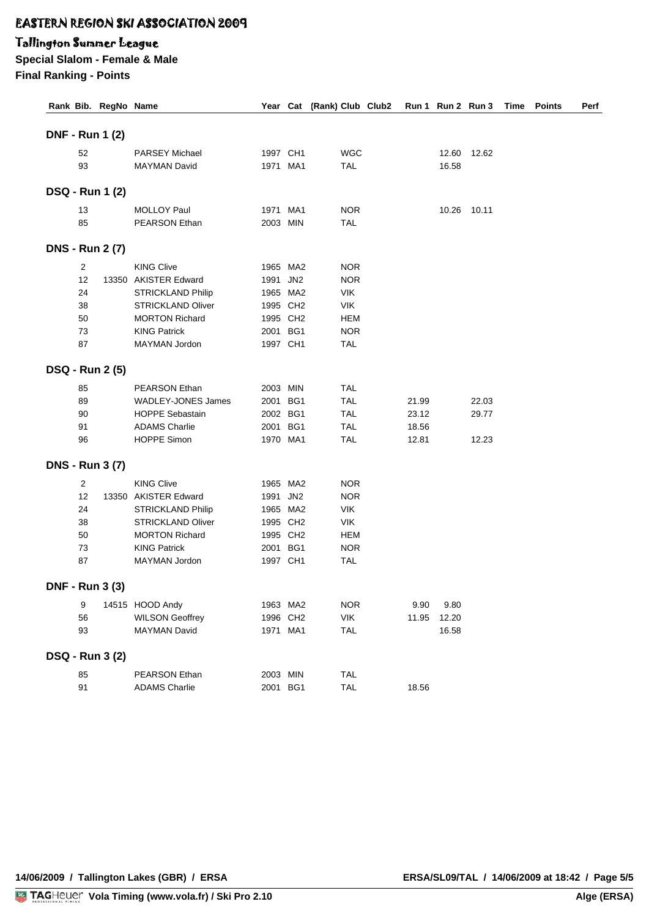# EASTERN REGION SKI ASSOCIATION 2009

## Tallington Summer League

**Special Slalom - Female & Male**

**Final Ranking - Points**

| Rank | Bib. | RegNo | Name | Year | Cat | (Rank) | Club | Club2 | Run 1 | Run 2 | Run 3 | Time | Points | Perf |
|---|---|---|---|---|---|---|---|---|---|---|---|---|---|---|
| **DNF - Run 1 (2)** | | | | | | | | | | | | | | |
| | 52 | | PARSEY Michael | 1997 | CH1 | | WGC | | | 12.60 | 12.62 | | | |
| | 93 | | MAYMAN David | 1971 | MA1 | | TAL | | | 16.58 | | | | |
| **DSQ - Run 1 (2)** | | | | | | | | | | | | | | |
| | 13 | | MOLLOY Paul | 1971 | MA1 | | NOR | | | 10.26 | 10.11 | | | |
| | 85 | | PEARSON Ethan | 2003 | MIN | | TAL | | | | | | | |
| **DNS - Run 2 (7)** | | | | | | | | | | | | | | |
| | 2 | | KING Clive | 1965 | MA2 | | NOR | | | | | | | |
| | 12 | 13350 | AKISTER Edward | 1991 | JN2 | | NOR | | | | | | | |
| | 24 | | STRICKLAND Philip | 1965 | MA2 | | VIK | | | | | | | |
| | 38 | | STRICKLAND Oliver | 1995 | CH2 | | VIK | | | | | | | |
| | 50 | | MORTON Richard | 1995 | CH2 | | HEM | | | | | | | |
| | 73 | | KING Patrick | 2001 | BG1 | | NOR | | | | | | | |
| | 87 | | MAYMAN Jordon | 1997 | CH1 | | TAL | | | | | | | |
| **DSQ - Run 2 (5)** | | | | | | | | | | | | | | |
| | 85 | | PEARSON Ethan | 2003 | MIN | | TAL | | | | | | | |
| | 89 | | WADLEY-JONES James | 2001 | BG1 | | TAL | | 21.99 | | 22.03 | | | |
| | 90 | | HOPPE Sebastain | 2002 | BG1 | | TAL | | 23.12 | | 29.77 | | | |
| | 91 | | ADAMS Charlie | 2001 | BG1 | | TAL | | 18.56 | | | | | |
| | 96 | | HOPPE Simon | 1970 | MA1 | | TAL | | 12.81 | | 12.23 | | | |
| **DNS - Run 3 (7)** | | | | | | | | | | | | | | |
| | 2 | | KING Clive | 1965 | MA2 | | NOR | | | | | | | |
| | 12 | 13350 | AKISTER Edward | 1991 | JN2 | | NOR | | | | | | | |
| | 24 | | STRICKLAND Philip | 1965 | MA2 | | VIK | | | | | | | |
| | 38 | | STRICKLAND Oliver | 1995 | CH2 | | VIK | | | | | | | |
| | 50 | | MORTON Richard | 1995 | CH2 | | HEM | | | | | | | |
| | 73 | | KING Patrick | 2001 | BG1 | | NOR | | | | | | | |
| | 87 | | MAYMAN Jordon | 1997 | CH1 | | TAL | | | | | | | |
| **DNF - Run 3 (3)** | | | | | | | | | | | | | | |
| | 9 | 14515 | HOOD Andy | 1963 | MA2 | | NOR | | 9.90 | 9.80 | | | | |
| | 56 | | WILSON Geoffrey | 1996 | CH2 | | VIK | | 11.95 | 12.20 | | | | |
| | 93 | | MAYMAN David | 1971 | MA1 | | TAL | | | 16.58 | | | | |
| **DSQ - Run 3 (2)** | | | | | | | | | | | | | | |
| | 85 | | PEARSON Ethan | 2003 | MIN | | TAL | | | | | | | |
| | 91 | | ADAMS Charlie | 2001 | BG1 | | TAL | | 18.56 | | | | | |

14/06/2009 / Tallington Lakes (GBR) / ERSA — ERSA/SL09/TAL / 14/06/2009 at 18:42

TAGHeuer Vola Timing (www.vola.fr) / Ski Pro 2.10 — Alge (ERSA)